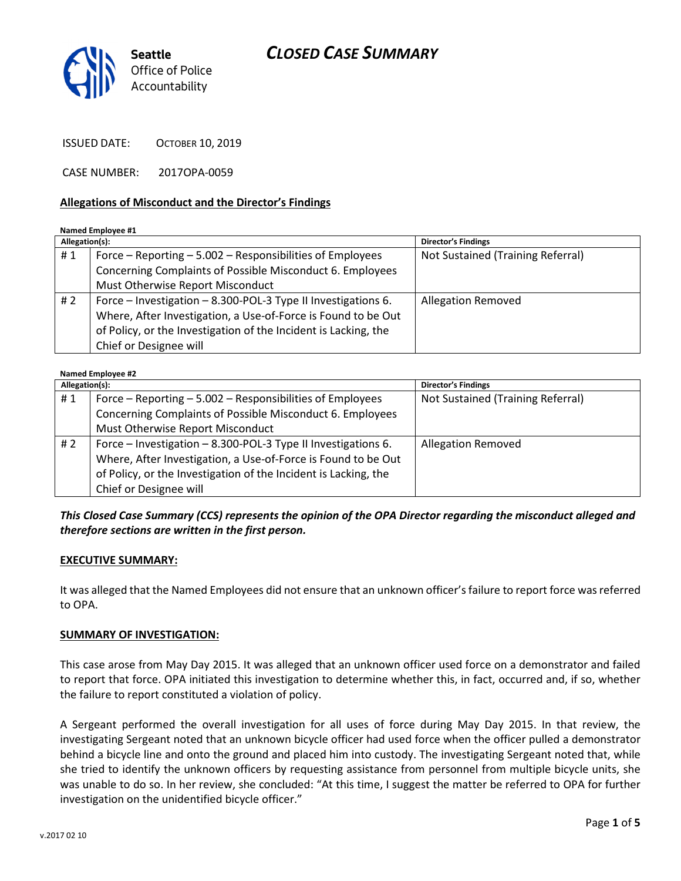Seattle Office of Police Accountability

# CLOSED CASE SUMMARY

ISSUED DATE: OCTOBER 10, 2019

CASE NUMBER: 2017OPA-0059

## Allegations of Misconduct and the Director's Findings

**Named Employee #1**

| Allegation(s): | | Director's Findings |
|---|---|---|
| # 1 | Force – Reporting – 5.002 – Responsibilities of Employees Concerning Complaints of Possible Misconduct 6. Employees Must Otherwise Report Misconduct | Not Sustained (Training Referral) |
| # 2 | Force – Investigation – 8.300-POL-3 Type II Investigations 6. Where, After Investigation, a Use-of-Force is Found to be Out of Policy, or the Investigation of the Incident is Lacking, the Chief or Designee will | Allegation Removed |

**Named Employee #2**

| Allegation(s): | | Director's Findings |
|---|---|---|
| # 1 | Force – Reporting – 5.002 – Responsibilities of Employees Concerning Complaints of Possible Misconduct 6. Employees Must Otherwise Report Misconduct | Not Sustained (Training Referral) |
| # 2 | Force – Investigation – 8.300-POL-3 Type II Investigations 6. Where, After Investigation, a Use-of-Force is Found to be Out of Policy, or the Investigation of the Incident is Lacking, the Chief or Designee will | Allegation Removed |

***This Closed Case Summary (CCS) represents the opinion of the OPA Director regarding the misconduct alleged and therefore sections are written in the first person.***

**EXECUTIVE SUMMARY:**

It was alleged that the Named Employees did not ensure that an unknown officer's failure to report force was referred to OPA.

**SUMMARY OF INVESTIGATION:**

This case arose from May Day 2015. It was alleged that an unknown officer used force on a demonstrator and failed to report that force. OPA initiated this investigation to determine whether this, in fact, occurred and, if so, whether the failure to report constituted a violation of policy.

A Sergeant performed the overall investigation for all uses of force during May Day 2015. In that review, the investigating Sergeant noted that an unknown bicycle officer had used force when the officer pulled a demonstrator behind a bicycle line and onto the ground and placed him into custody. The investigating Sergeant noted that, while she tried to identify the unknown officers by requesting assistance from personnel from multiple bicycle units, she was unable to do so. In her review, she concluded: "At this time, I suggest the matter be referred to OPA for further investigation on the unidentified bicycle officer."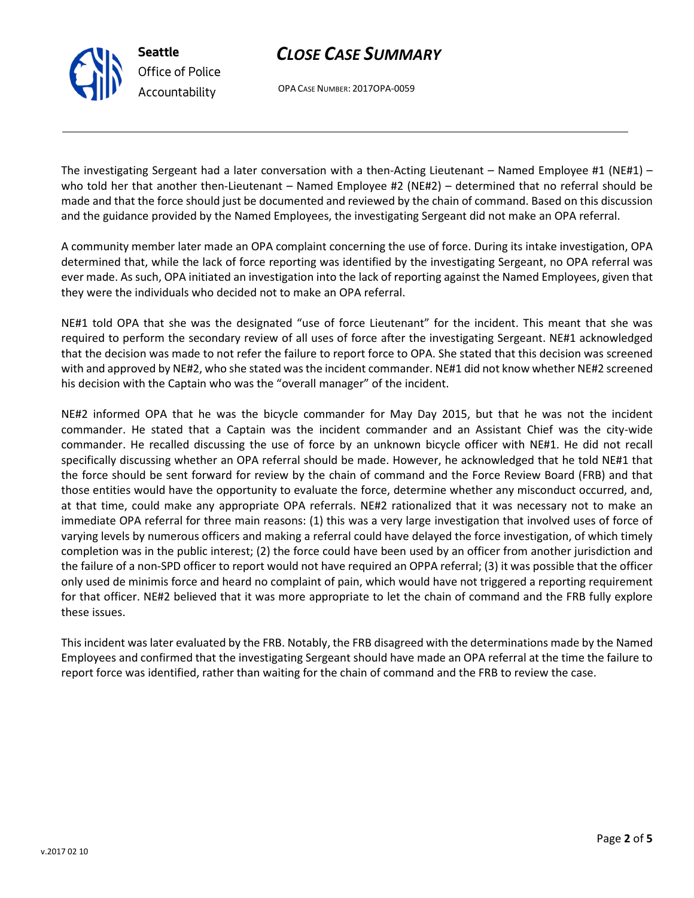The investigating Sergeant had a later conversation with a then-Acting Lieutenant – Named Employee #1 (NE#1) – who told her that another then-Lieutenant – Named Employee #2 (NE#2) – determined that no referral should be made and that the force should just be documented and reviewed by the chain of command. Based on this discussion and the guidance provided by the Named Employees, the investigating Sergeant did not make an OPA referral.

A community member later made an OPA complaint concerning the use of force. During its intake investigation, OPA determined that, while the lack of force reporting was identified by the investigating Sergeant, no OPA referral was ever made. As such, OPA initiated an investigation into the lack of reporting against the Named Employees, given that they were the individuals who decided not to make an OPA referral.

NE#1 told OPA that she was the designated "use of force Lieutenant" for the incident. This meant that she was required to perform the secondary review of all uses of force after the investigating Sergeant. NE#1 acknowledged that the decision was made to not refer the failure to report force to OPA. She stated that this decision was screened with and approved by NE#2, who she stated was the incident commander. NE#1 did not know whether NE#2 screened his decision with the Captain who was the "overall manager" of the incident.

NE#2 informed OPA that he was the bicycle commander for May Day 2015, but that he was not the incident commander. He stated that a Captain was the incident commander and an Assistant Chief was the city-wide commander. He recalled discussing the use of force by an unknown bicycle officer with NE#1. He did not recall specifically discussing whether an OPA referral should be made. However, he acknowledged that he told NE#1 that the force should be sent forward for review by the chain of command and the Force Review Board (FRB) and that those entities would have the opportunity to evaluate the force, determine whether any misconduct occurred, and, at that time, could make any appropriate OPA referrals. NE#2 rationalized that it was necessary not to make an immediate OPA referral for three main reasons: (1) this was a very large investigation that involved uses of force of varying levels by numerous officers and making a referral could have delayed the force investigation, of which timely completion was in the public interest; (2) the force could have been used by an officer from another jurisdiction and the failure of a non-SPD officer to report would not have required an OPPA referral; (3) it was possible that the officer only used de minimis force and heard no complaint of pain, which would have not triggered a reporting requirement for that officer. NE#2 believed that it was more appropriate to let the chain of command and the FRB fully explore these issues.

This incident was later evaluated by the FRB. Notably, the FRB disagreed with the determinations made by the Named Employees and confirmed that the investigating Sergeant should have made an OPA referral at the time the failure to report force was identified, rather than waiting for the chain of command and the FRB to review the case.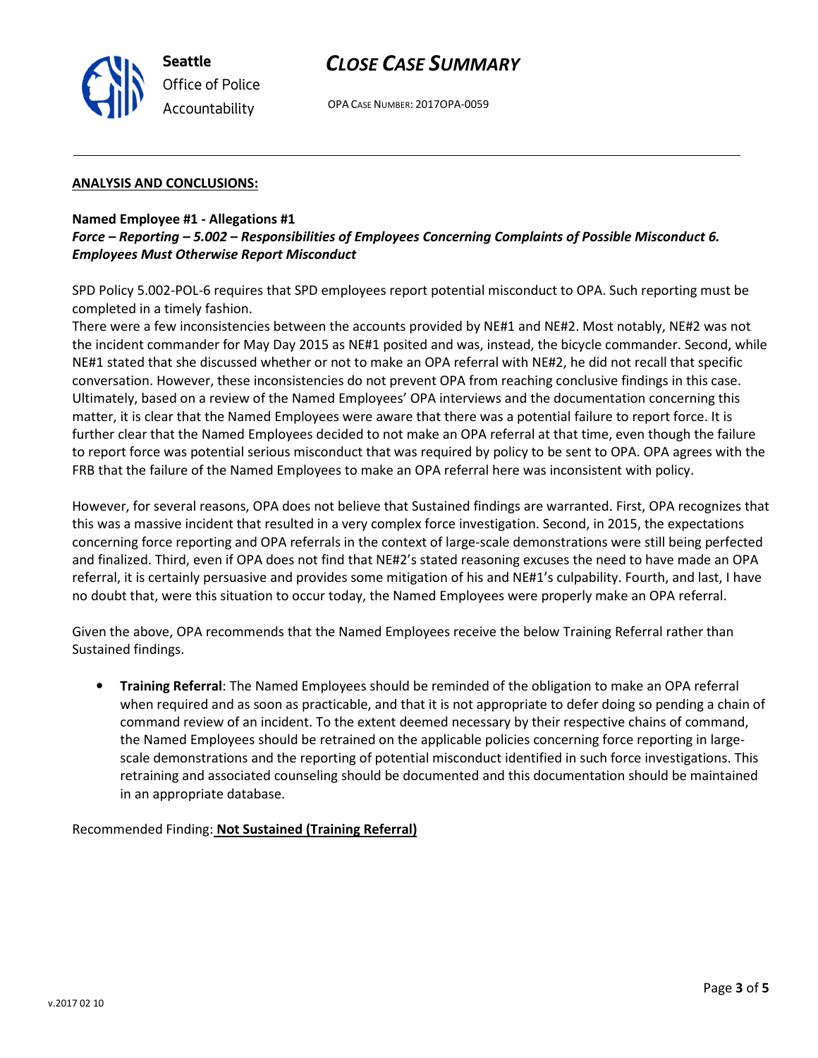## ANALYSIS AND CONCLUSIONS:

**Named Employee #1 - Allegations #1**
***Force – Reporting – 5.002 – Responsibilities of Employees Concerning Complaints of Possible Misconduct 6. Employees Must Otherwise Report Misconduct***

SPD Policy 5.002-POL-6 requires that SPD employees report potential misconduct to OPA. Such reporting must be completed in a timely fashion.
There were a few inconsistencies between the accounts provided by NE#1 and NE#2. Most notably, NE#2 was not the incident commander for May Day 2015 as NE#1 posited and was, instead, the bicycle commander. Second, while NE#1 stated that she discussed whether or not to make an OPA referral with NE#2, he did not recall that specific conversation. However, these inconsistencies do not prevent OPA from reaching conclusive findings in this case. Ultimately, based on a review of the Named Employees' OPA interviews and the documentation concerning this matter, it is clear that the Named Employees were aware that there was a potential failure to report force. It is further clear that the Named Employees decided to not make an OPA referral at that time, even though the failure to report force was potential serious misconduct that was required by policy to be sent to OPA. OPA agrees with the FRB that the failure of the Named Employees to make an OPA referral here was inconsistent with policy.

However, for several reasons, OPA does not believe that Sustained findings are warranted. First, OPA recognizes that this was a massive incident that resulted in a very complex force investigation. Second, in 2015, the expectations concerning force reporting and OPA referrals in the context of large-scale demonstrations were still being perfected and finalized. Third, even if OPA does not find that NE#2's stated reasoning excuses the need to have made an OPA referral, it is certainly persuasive and provides some mitigation of his and NE#1's culpability. Fourth, and last, I have no doubt that, were this situation to occur today, the Named Employees were properly make an OPA referral.

Given the above, OPA recommends that the Named Employees receive the below Training Referral rather than Sustained findings.

- **Training Referral**: The Named Employees should be reminded of the obligation to make an OPA referral when required and as soon as practicable, and that it is not appropriate to defer doing so pending a chain of command review of an incident. To the extent deemed necessary by their respective chains of command, the Named Employees should be retrained on the applicable policies concerning force reporting in large-scale demonstrations and the reporting of potential misconduct identified in such force investigations. This retraining and associated counseling should be documented and this documentation should be maintained in an appropriate database.

Recommended Finding: **Not Sustained (Training Referral)**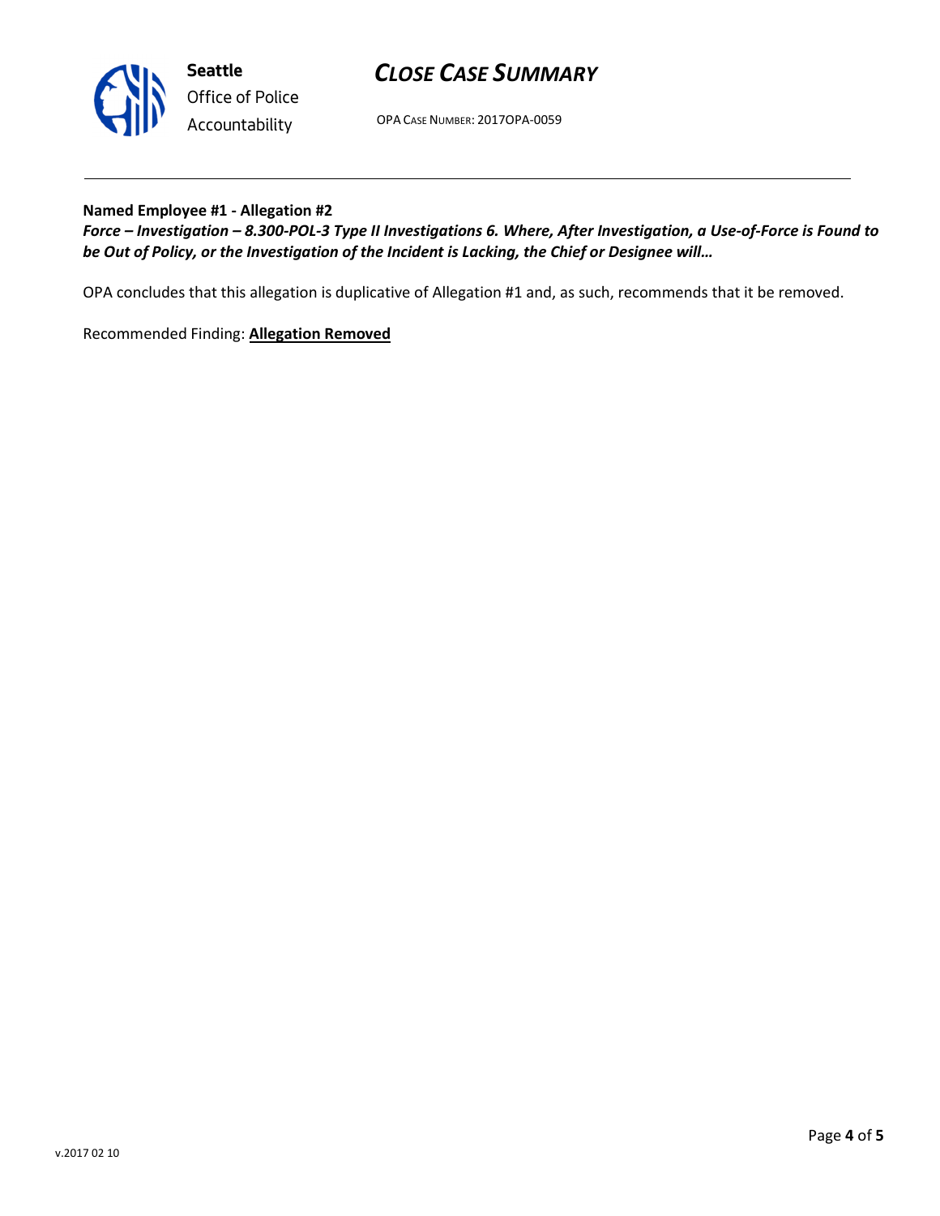**Named Employee #1 - Allegation #2**
***Force – Investigation – 8.300-POL-3 Type II Investigations 6. Where, After Investigation, a Use-of-Force is Found to be Out of Policy, or the Investigation of the Incident is Lacking, the Chief or Designee will…***

OPA concludes that this allegation is duplicative of Allegation #1 and, as such, recommends that it be removed.

Recommended Finding: **Allegation Removed**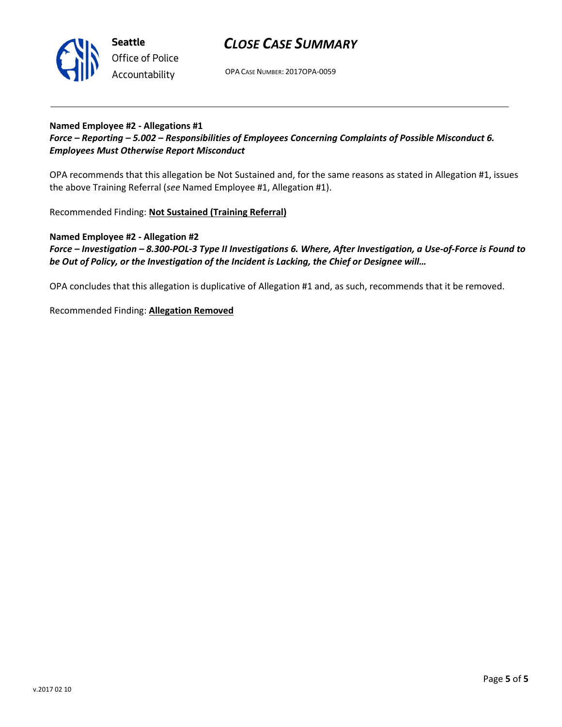**Named Employee #2 - Allegations #1**
***Force – Reporting – 5.002 – Responsibilities of Employees Concerning Complaints of Possible Misconduct 6. Employees Must Otherwise Report Misconduct***

OPA recommends that this allegation be Not Sustained and, for the same reasons as stated in Allegation #1, issues the above Training Referral (*see* Named Employee #1, Allegation #1).

Recommended Finding: **Not Sustained (Training Referral)**

**Named Employee #2 - Allegation #2**
***Force – Investigation – 8.300-POL-3 Type II Investigations 6. Where, After Investigation, a Use-of-Force is Found to be Out of Policy, or the Investigation of the Incident is Lacking, the Chief or Designee will…***

OPA concludes that this allegation is duplicative of Allegation #1 and, as such, recommends that it be removed.

Recommended Finding: **Allegation Removed**